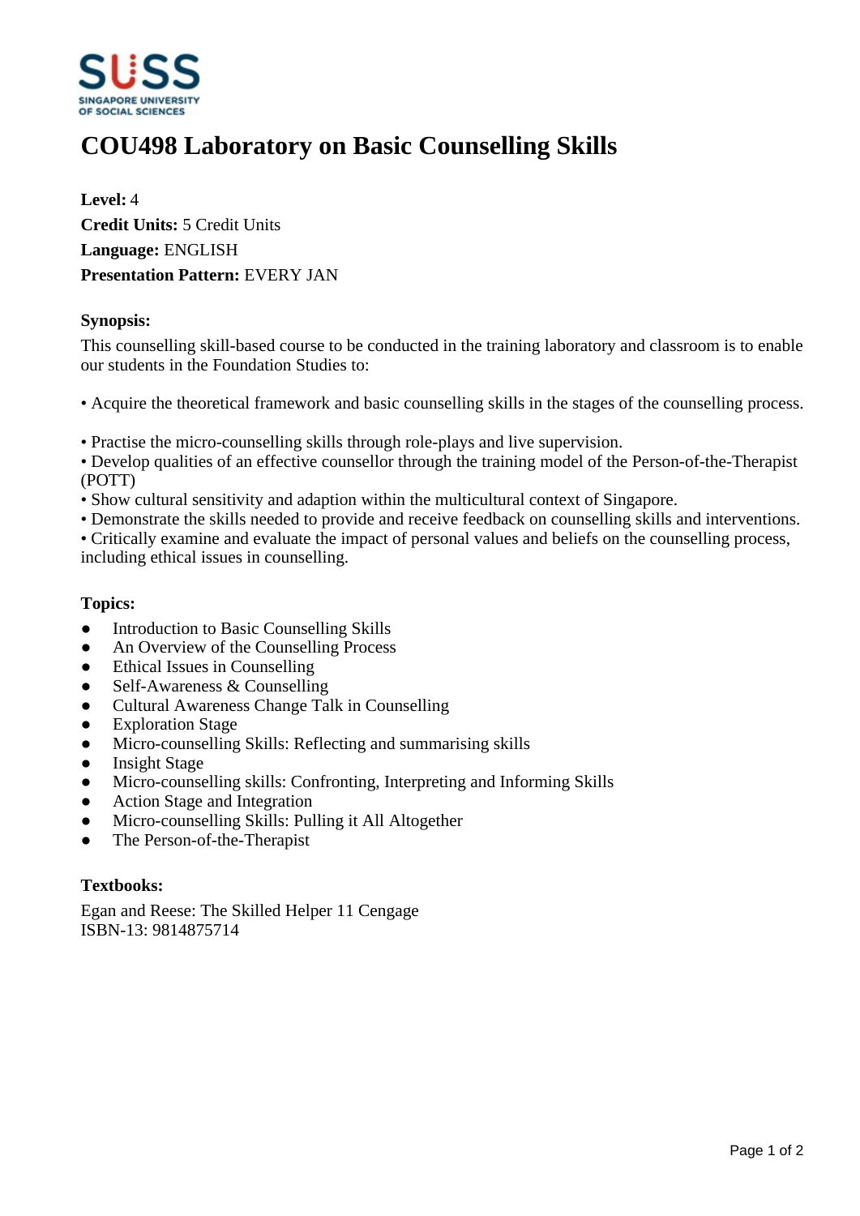# COU498 Laboratory on Basic Counselling Skills

**Level:** 4
**Credit Units:** 5 Credit Units
**Language:** ENGLISH
**Presentation Pattern:** EVERY JAN

### Synopsis:

This counselling skill-based course to be conducted in the training laboratory and classroom is to enable our students in the Foundation Studies to:

• Acquire the theoretical framework and basic counselling skills in the stages of the counselling process.

• Practise the micro-counselling skills through role-plays and live supervision.
• Develop qualities of an effective counsellor through the training model of the Person-of-the-Therapist (POTT)
• Show cultural sensitivity and adaption within the multicultural context of Singapore.
• Demonstrate the skills needed to provide and receive feedback on counselling skills and interventions.
• Critically examine and evaluate the impact of personal values and beliefs on the counselling process, including ethical issues in counselling.

### Topics:

- Introduction to Basic Counselling Skills
- An Overview of the Counselling Process
- Ethical Issues in Counselling
- Self-Awareness & Counselling
- Cultural Awareness Change Talk in Counselling
- Exploration Stage
- Micro-counselling Skills: Reflecting and summarising skills
- Insight Stage
- Micro-counselling skills: Confronting, Interpreting and Informing Skills
- Action Stage and Integration
- Micro-counselling Skills: Pulling it All Altogether
- The Person-of-the-Therapist

### Textbooks:

Egan and Reese: The Skilled Helper 11 Cengage
ISBN-13: 9814875714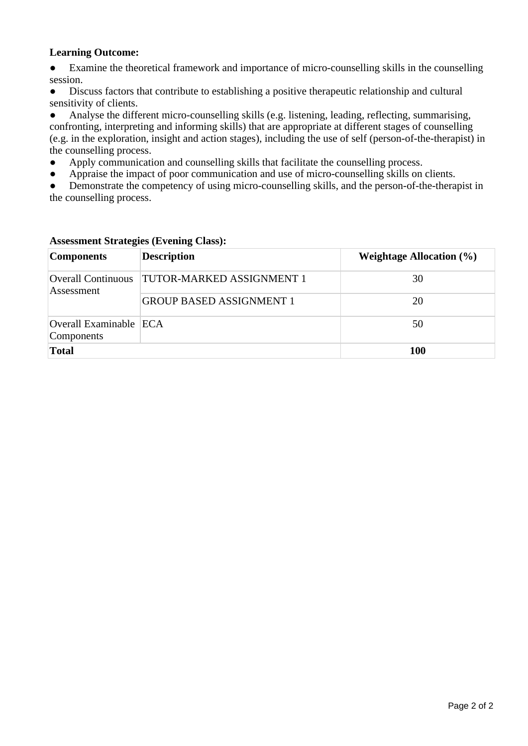**Learning Outcome:**

- Examine the theoretical framework and importance of micro-counselling skills in the counselling session.
- Discuss factors that contribute to establishing a positive therapeutic relationship and cultural sensitivity of clients.
- Analyse the different micro-counselling skills (e.g. listening, leading, reflecting, summarising, confronting, interpreting and informing skills) that are appropriate at different stages of counselling (e.g. in the exploration, insight and action stages), including the use of self (person-of-the-therapist) in the counselling process.
- Apply communication and counselling skills that facilitate the counselling process.
- Appraise the impact of poor communication and use of micro-counselling skills on clients.
- Demonstrate the competency of using micro-counselling skills, and the person-of-the-therapist in the counselling process.

**Assessment Strategies (Evening Class):**

| **Components** | **Description** | **Weightage Allocation (%)** |
|---|---|---|
| Overall Continuous Assessment | TUTOR-MARKED ASSIGNMENT 1 | 30 |
| | GROUP BASED ASSIGNMENT 1 | 20 |
| Overall Examinable Components | ECA | 50 |
| **Total** | | **100** |